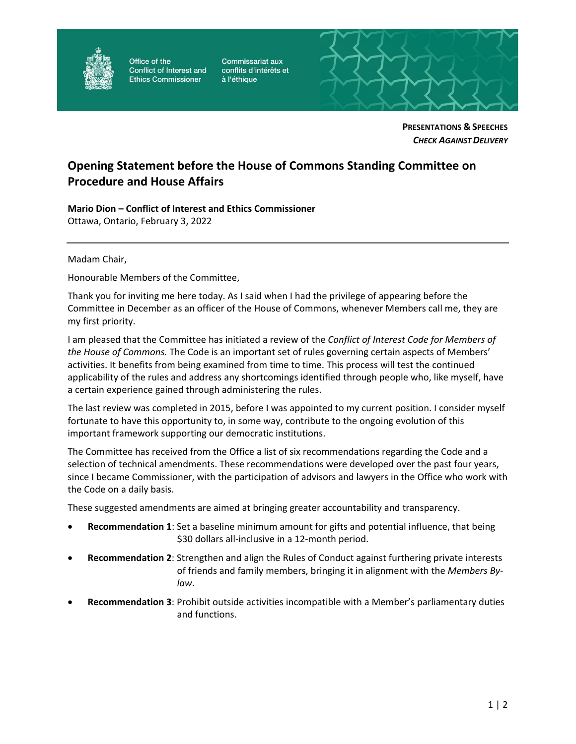Office of the Conflict of Interest and Ethics Commissioner

Commissariat aux conflits d'intérêts et à l'éthique

**PRESENTATIONS & SPEECHES**
***CHECK AGAINST DELIVERY***

# Opening Statement before the House of Commons Standing Committee on Procedure and House Affairs

**Mario Dion – Conflict of Interest and Ethics Commissioner**
Ottawa, Ontario, February 3, 2022

---

Madam Chair,

Honourable Members of the Committee,

Thank you for inviting me here today. As I said when I had the privilege of appearing before the Committee in December as an officer of the House of Commons, whenever Members call me, they are my first priority.

I am pleased that the Committee has initiated a review of the *Conflict of Interest Code for Members of the House of Commons.* The Code is an important set of rules governing certain aspects of Members' activities. It benefits from being examined from time to time. This process will test the continued applicability of the rules and address any shortcomings identified through people who, like myself, have a certain experience gained through administering the rules.

The last review was completed in 2015, before I was appointed to my current position. I consider myself fortunate to have this opportunity to, in some way, contribute to the ongoing evolution of this important framework supporting our democratic institutions.

The Committee has received from the Office a list of six recommendations regarding the Code and a selection of technical amendments. These recommendations were developed over the past four years, since I became Commissioner, with the participation of advisors and lawyers in the Office who work with the Code on a daily basis.

These suggested amendments are aimed at bringing greater accountability and transparency.

- **Recommendation 1**: Set a baseline minimum amount for gifts and potential influence, that being $30 dollars all-inclusive in a 12-month period.
- **Recommendation 2**: Strengthen and align the Rules of Conduct against furthering private interests of friends and family members, bringing it in alignment with the *Members By-law*.
- **Recommendation 3**: Prohibit outside activities incompatible with a Member's parliamentary duties and functions.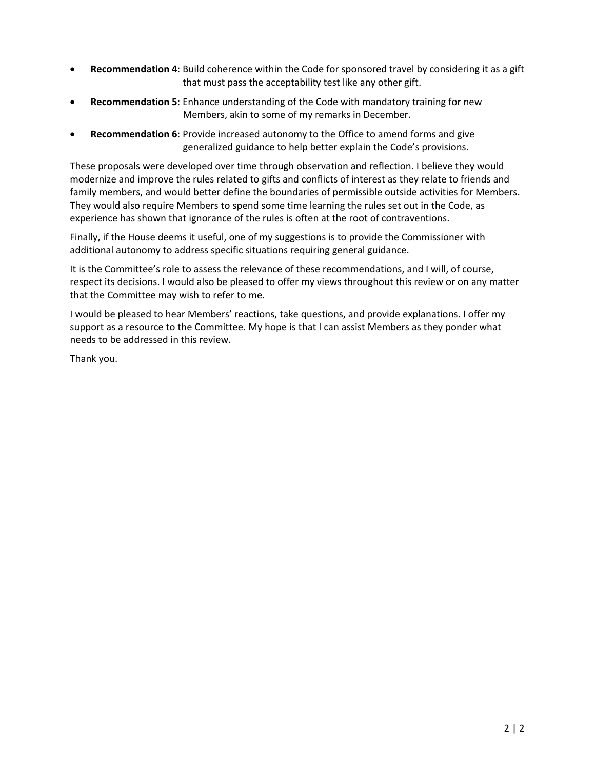- **Recommendation 4**: Build coherence within the Code for sponsored travel by considering it as a gift that must pass the acceptability test like any other gift.
- **Recommendation 5**: Enhance understanding of the Code with mandatory training for new Members, akin to some of my remarks in December.
- **Recommendation 6**: Provide increased autonomy to the Office to amend forms and give generalized guidance to help better explain the Code's provisions.

These proposals were developed over time through observation and reflection. I believe they would modernize and improve the rules related to gifts and conflicts of interest as they relate to friends and family members, and would better define the boundaries of permissible outside activities for Members. They would also require Members to spend some time learning the rules set out in the Code, as experience has shown that ignorance of the rules is often at the root of contraventions.

Finally, if the House deems it useful, one of my suggestions is to provide the Commissioner with additional autonomy to address specific situations requiring general guidance.

It is the Committee's role to assess the relevance of these recommendations, and I will, of course, respect its decisions. I would also be pleased to offer my views throughout this review or on any matter that the Committee may wish to refer to me.

I would be pleased to hear Members' reactions, take questions, and provide explanations. I offer my support as a resource to the Committee. My hope is that I can assist Members as they ponder what needs to be addressed in this review.

Thank you.